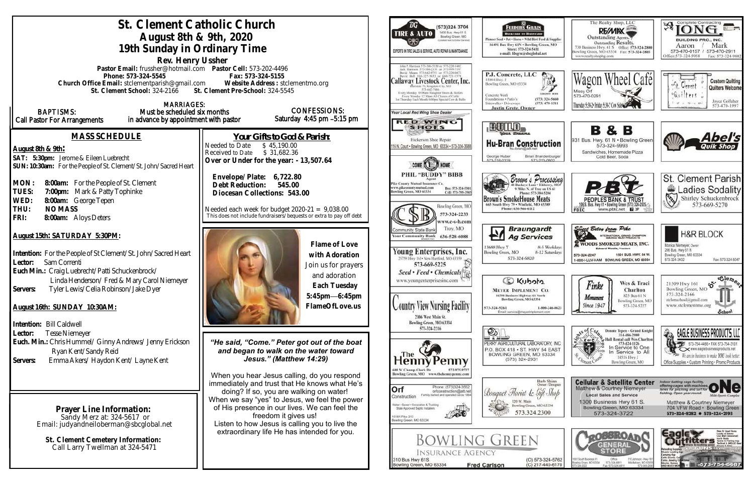# St. Clement Catholic Church

## August 8th & 9th, 2020

## 19th Sunday in Ordinary Time

**Rev. Henry Ussher**

**Pastor Email:** frussher@hotmail.com **Pastor Cell:** 573-202-4496
**Phone: 573-324-5154** **Fax: 573-324-5155**
**Church Office Email:** stclementparish@gmail.com **Website Address :** stclementmo.org
**St. Clement School:** 324-2166 **St. Clement Pre-School:** 324-5545

**BAPTISMS:** Call Pastor For Arrangements

**MARRIAGES:** Must be scheduled six months in advance by appointment with pastor

**CONFESSIONS:** Saturday 4:45 pm –5:15 pm

## MASS SCHEDULE

**August 8th & 9th:**
**SAT: 5:30pm:** Jerome & Eileen Luebrecht
**SUN: 10:30am:** For the People of St. Clement/St. John/Sacred Heart

**MON: 8:00am:** For the People of St. Clement
**TUES: 7:00pm:** Mark & Patty Tophinke
**WED: 8:00am:** George Tepen
**THU: NO MASS**
**FRI: 8:00am:** Aloys Deters

**August 15th: SATURDAY 5:30PM:**

**Intention:** For the People of St Clement/St. John/Sacred Heart
**Lector:** Sam Correnti
**Euch Min.:** Craig Luebrecht/Patti Schuckenbrock/ Linda Henderson/ Fred & Mary Carol Niemeyer
**Servers:** Tyler Lewis/Celia Robinson/Jake Dyer

**August 16th: SUNDAY 10:30AM:**

**Intention:** Bill Caldwell
**Lector:** Tesse Niemeyer
**Euch. Min.:** Chris Hummel/ Ginny Andrews/ Jenny Erickson Ryan Kent/Sandy Reid
**Servers:** Emma Akers/ Haydon Kent/ Layne Kent

## Your Gifts to God & Parish:

Needed to Date $ 45,190.00
Received to Date $ 31,682.36
**Over or Under for the year: - 13,507.64**

**Envelope/Plate: 6,722.80**
**Debt Reduction: 545.00**
**Diocesan Collections: 543.00**

Needed each week for budget 2020-21 = 9,038.00
This does not include fundraisers/bequests or extra to pay off debt

**Flame of Love with Adoration**
Join us for prayers and adoration
**Each Tuesday**
**5:45pm—6:45pm**
**FlameOfLove.us**

*"He said, "Come." Peter got out of the boat and began to walk on the water toward Jesus." (Matthew 14:29)*

When you hear Jesus calling, do you respond immediately and trust that He knows what He's doing? If so, you are walking on water! When we say "yes" to Jesus, we feel the power of His presence in our lives. We can feel the freedom it gives us! Listen to how Jesus is calling you to live the extraordinary life He has intended for you.

**Prayer Line Information:**
Sandy Merz at: 324-5617 or
Email: judyandneiloberman@sbcglobal.net

**St. Clement Cemetery Information:**
Call Larry Twellman at 324-5471

---

**BG Tire & Auto** (573)324-3704, 1400 Bus. Hwy 61 S, Bowling Green, MO. Experts in tire sales & service, auto repair & maintenance

**Feeders Grain** Backyard to Barnyard. Pioneer Seed • Pet • Horse • Wild Bird Feed & Supplies. 16491 Bus Hwy 61N • Bowling Green, MO. Store: 573-324-5411. e-mail: fdsgrn@sbcglobal.net

**The Realty Shop, LLC RE/MAX** Outstanding Agents. Outstanding Results. 730 Business Hwy. 61 S. Office: 573-324-2800. Bowling Green, MO 63334. Fax: 573-324-2803. www.realtyshopbg.com

**Long Building Pro, Inc.** Complete Contracting. Aaron 573-470-0157 / Mark 573-470-2911. Office: 573-324-5958 Fax: 573-324-9802

**Callaway Livestock Center, Inc.** Interstate 70, Kingdom City, MO. 573-642-7486. Every Monday 10:00am Slaughter Steers & Heifers. Every Monday 12:30pm All Classes of Cattle. 1st Thursday Each Month 6:00pm Special Cow & Bulls

**P.J. Concrete, LLC** 15084 Hwy. J, Bowling Green, MO 63334. Concrete Work, Foundations • Patio's, Sidewalks • Driveways. (573) 324-5660, (573) 470-1511. Justin Grote, Owner

**Wagon Wheel Café** Missy Orf 573-470-0291. Thursday 5:30-2 • Friday 5:30-2 Cow Sale

**St. Clement Quilters** Custom Quilting, Quilters Welcome. Joyce Colliver 573-470-1997

**Your Local Red Wing Shoe Dealer. Red Wing Shoes.** Hickerson Shoe Repair. 116 N. Court • Bowling Green, MO 63334 • 573-324-3688

**Hu-Bran Construction** hu-bran@att.net. George Huber, Brian Brandenburger

**B & B** 931 Bus. Hwy. 61 N • Bowling Green. 573-324-9993. Sandwiches, Homemade Pizza, Cold Beer, Soda

**Abel's Quik Shop**

**Come Home. Phil "Buddy" Bibb** Agent. Pike County Mutual Insurance Co. www.pikecountymutual.com. Bowling Green, MO 63334. Bus: 573-324-5301, Cell: 573-795-3503

**Brown's Processing** 40 Buckeye Lane • Elsberry, MO. 9 Miles N. of Troy on US 61. Phone: 573-384-5284. **Brown's SmokeHouse Meats** 663 South Hwy 79 • Winfield, MO 63389. Phone: 636-566-6112

**PBT Peoples Bank & Trust** 1085 S. Bus. Hwy 61 • Bowling Green (573) 324-2525. www.pbtc.net. FDIC

**St. Clement Parish Ladies Sodality** Shirley Schuckenbrock 573-669-5270

**Community State Bank** Your Community Bank. Bowling Green, MO 573-324-2233. www.c-s-b.com. Troy, MO 636-528-6088

**Braungardt Ag Services** 13688 Hwy Y, Bowling Green, MO. 8-5 Weekdays, 8-12 Saturdays. 573-324-6820

**Sweet Betsy from Pike. Woods Smoked Meats, Inc.** International Grand Champion. Edward Woods, President. 573-324-2247. 1501 Bus. Hwy. 54 W. 1-800-I-LUV-HAM. Bowling Green, MO 63334

**H&R Block** Monica Niemeyer, Owner. 206 Bus. Hwy 61 N, Bowling Green, MO 63334. 573-324-3402. Fax: 573-324-5047

**Young Enterprises, Inc.** 25759 Hwy 161 • New Hartford, MO 63359. 573-669-5225. Seed • Feed • Chemicals. www.youngenterprisesinc.com

**Kubota. Meyer Implement Co.** 16398 Business Highway 61 North, Bowling Green, MO 63334. 573-324-5261. 1-800-246-0623. Email: service@meyerimplement.com

**Finke Monument** Since 1947. Wes & Traci Charlton. 825 Bus 61 N, Bowling Green, MO. 573-324-5227

**St. Clement School** 21509 Hwy 161, Bowling Green, MO. 573-324-2166. stclemschool@gmail.com. www.stclementmo.org

**Country View Nursing Facility** 2106 West Main St., Bowling Green, MO 63334. 573-324-2216

**Perry Agricultural Laboratory, Inc.** P.O. Box 418 • St. Hwy 54 East, Bowling Green, MO 63334. (573) 324-2931

**Knights of Columbus** Donnie Tepen - Grand Knight 314-486-2989. Hall Rental call Wes Charlton 573-424-1126. In Service to One, In Service to All. 14516 Hwy J, Bowling Green, MO. St. Clement Council

**Eagle Business Products, LLC** 573-754-4486 • FAX 573-754-3101. www.eaglebusinessproducts.net. We are in business to make YOU look better. Office Supplies • Custom Printing • Promo Products

**The Henny Penny** 600 W Champ Clark Dr, Bowling Green, MO. 573.975.0727. www.thehennypenny.com

**Orf Construction** Phone: (573)324-3552. orfconstruction@att.net. Family owned and operated since 1964. Water • Sewer • Excavation & Trucking. State Approved Septic Installers. 15181 Pike 313, Bowling Green, MO 63334

**Bouquet Florist & Gift Shop** Barb Shinn, Owner/Designer. 120 W. Main, Bowling Green, MO 63334. 573.324.2300

**Cellular & Satellite Center** Matthew & Courtney Niemeyer. Local Sales and Service. 1300 Business Hwy 61 S. Bowling Green, MO 63334. 573-324-3722

**One Mini-Sports Complex** Indoor batting cage facility, offering cages with machines, lanes for pitching and turf for fielding. Open year round. Matthew & Courtney Niemeyer. 704 VFW Road • Bowling Green. 573-324-8282 • 573-324-2193

**Bowling Green Insurance Agency** 310 Bus Hwy 61S, Bowling Green, MO 63334. Fred Carlson. (O) 573-324-5762, (C) 217-440-6170

**Crossroads General Store** 1001 South Business 61, Bowling Green, MO 63334. Office 573-324-6811, Fax 573-324-6811. 110 Johnson • Hwy 161, Middletown, MO 63359

**Eagle Outfitters** 573-754-6687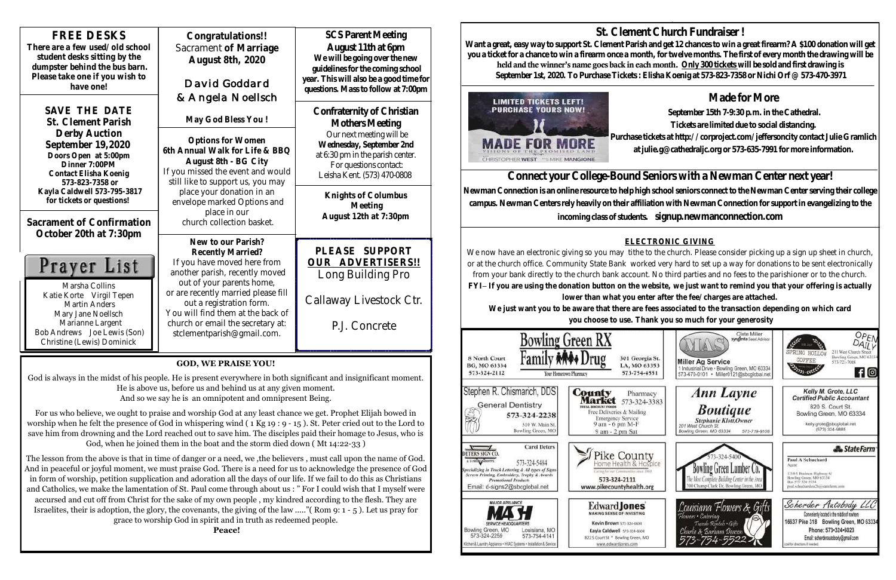## FREE DESKS

**There are a few used/old school student desks sitting by the dumpster behind the bus barn. Please take one if you wish to have one!**

## SAVE THE DATE

**St. Clement Parish Derby Auction**

**September 19,2020**

**Doors Open at 5:00pm**

**Dinner 7:00PM**

**Contact Elisha Koenig 573-823-7358 or Kayla Caldwell 573-795-3817 for tickets or questions!**

## Sacrament of Confirmation

**October 20th at 7:30pm**

## Prayer List

Marsha Collins
Katie Korte Virgil Tepen
Martin Anders
Mary Jane Noellsch
Marianne Largent
Bob Andrews Joe Lewis (Son)
Christine (Lewis) Dominick

## Congratulations!!

Sacrament **of Marriage**

**August 8th, 2020**

David Goddard & Angela Noellsch

**May God Bless You!**

## Options for Women

**6th Annual Walk for Life & BBQ**

**August 8th - BG City**

If you missed the event and would still like to support us, you may place your donation in an envelope marked Options and place in our church collection basket.

## New to our Parish? Recently Married?

If you have moved here from another parish, recently moved out of your parents home, or are recently married please fill out a registration form. You will find them at the back of church or email the secretary at: stclementparish@gmail.com.

## SCS Parent Meeting

**August 11th at 6pm**

**We will be going over the new guidelines for the coming school year. This will also be a good time for questions. Mass to follow at 7:00pm**

## Confraternity of Christian Mothers Meeting

Our next meeting will be **Wednesday, September 2nd** at 6:30 pm in the parish center. For questions contact: Leisha Kent. (573) 470-0808

## Knights of Columbus Meeting

**August 12th at 7:30pm**

## PLEASE SUPPORT OUR ADVERTISERS!!

Long Building Pro

Callaway Livestock Ctr.

P.J. Concrete

## GOD, WE PRAISE YOU!

God is always in the midst of his people. He is present everywhere in both significant and insignificant moment. He is above us, before us and behind us at any given moment.
And so we say he is an omnipotent and omnipresent Being.

For us who believe, we ought to praise and worship God at any least chance we get. Prophet Elijah bowed in worship when he felt the presence of God in whispering wind ( 1 Kg 19 : 9 - 15 ). St. Peter cried out to the Lord to save him from drowning and the Lord reached out to save him. The disciples paid their homage to Jesus, who is God, when he joined them in the boat and the storm died down ( Mt 14:22-33 )

The lesson from the above is that in time of danger or a need, we ,the believers , must call upon the name of God. And in peaceful or joyful moment, we must praise God. There is a need for us to acknowledge the presence of God in form of worship, petition supplication and adoration all the days of our life. If we fail to do this as Christians and Catholics, we make the lamentation of St. Paul come through about us : " For I could wish that I myself were accursed and cut off from Christ for the sake of my own people , my kindred according to the flesh. They are Israelites, their is adoption, the glory, the covenants, the giving of the law ....."( Rom 9: 1 - 5 ). Let us pray for grace to worship God in spirit and in truth as redeemed people.

**Peace!**

## St. Clement Church Fundraiser !

**Want a great, easy way to support St. Clement Parish and get 12 chances to win a great firearm? A $100 donation will get you a ticket for a chance to win a firearm once a month, for twelve months. The first of every month the drawing will be held and the winner's name goes back in each month. Only 300 tickets will be sold and first drawing is September 1st, 2020. To Purchase Tickets : Elisha Koenig at 573-823-7358 or Nichi Orf @ 573-470-3971**

LIMITED TICKETS LEFT! PURCHASE YOURS NOW!

MADE FOR MORE

## Made for More

**September 15th 7-9:30 p.m. in the Cathedral.**

**Tickets are limited due to social distancing.**

**Purchase tickets at http://corproject.com/jeffersoncity contact Julie Gramlich at julie.g@cathedraljc.org or 573-635-7991 for more information.**

## Connect your College-Bound Seniors with a Newman Center next year!

**Newman Connection is an online resource to help high school seniors connect to the Newman Center serving their college campus. Newman Centers rely heavily on their affiliation with Newman Connection for support in evangelizing to the incoming class of students. signup.newmanconnection.com**

## ELECTRONIC GIVING

We now have an electronic giving so you may tithe to the church. Please consider picking up a sign up sheet in church, or at the church office. Community State Bank worked very hard to set up a way for donations to be sent electronically from your bank directly to the church bank account. No third parties and no fees to the parishioner or to the church.

**FYI– If you are using the donation button on the website, we just want to remind you that your offering is actually lower than what you enter after the fee/charges are attached.**

**We just want you to be aware that there are fees associated to the transaction depending on which card you choose to use. Thank you so much for your generosity**

Bowling Green RX Family Drug — Your Hometown Pharmacy — 8 North Court, BG, MO 63334, 573-324-2112 — 301 Georgia St., LA, MO 63353, 573-754-4551

Miller Ag Service — Clete Miller, syngenta Seed Advisor — 1 Industrial Drive • Bowling Green, MO 63334 — 573-470-0101 • Miller0121@sbcglobal.net

Spring Hollow Coffee — Open Daily — 211 West Church Street, Bowling Green, MO 63334 — 573-721-7088

Stephen R. Chismarich, DDS — General Dentistry — 573-324-2238 — 310 W. Main St., Bowling Green, MO

County Market — Pharmacy 573-324-3383 — Free Deliveries & Mailing — Emergency Service — 9 am - 6 pm M-F — 9 am - 2 pm Sat

Ann Layne Boutique — Stephanie Klott, Owner — 201 West Church St., Bowling Green, MO 63334 — 573-719-9108

Kelly M. Grote, LLC — Certified Public Accountant — 820 S. Court St., Bowling Green, MO 63334 — kelly.grote@sbcglobal.net — (573) 324-6885

Deters Sign Co. — Carol Deters — 573-324-5484 — Specializing in Truck Lettering & All types of Signs — Screen Printing, Embroidery, Trophy & Awards — Promotional Products — Email: d-signs2@sbcglobal.net

Pike County Home Health & Hospice — 573-324-2111 — www.pikecountyhealth.org

Bowling Green Lumber Co. — 573-324-5400 — The Most Complete Building Center in the Area — 700 Champ Clark Dr, Bowling Green, MO

State Farm — Paul A Schuchardt, Agent — 1310 S Business Highway 61, Bowling Green, MO 63334 — paul.schuchardt.lz@statefarm.com

MASH — Major Appliance Service Headquarters — Bowling Green, MO 573-324-2259 — Louisiana, MO 573-754-4141 — Kitchen & Laundry Appliance • HVAC Systems • Installation & Service

Edward Jones — Making Sense of Investing — Kevin Brown 573-324-6604 — Kayla Caldwell 573-324-6604 — 822 S Court St • Bowling Green, MO — www.edwardjones.com

Louisiana Flowers & Gifts — Flowers • Catering • Tuxedo Rentals • Gifts — Charlie & Barbara Deacon — 573-754-5522

Scherder Autobody LLC — Conveniently located in the middle of nowhere — 16637 Pike 318 Bowling Green, MO 63334 — Phone: 573•324•6023 — Email: scherderautobody@gmail.com